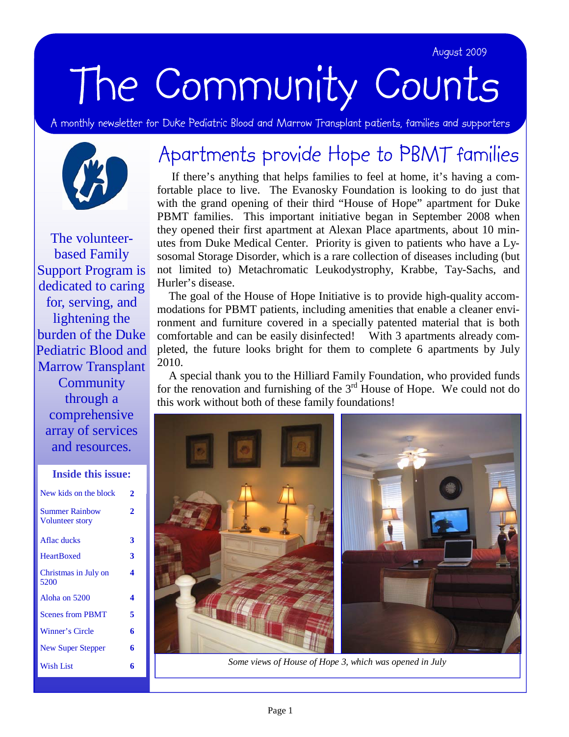August 2009

# The Community Counts

A monthly newsletter for Duke Pediatric Blood and Marrow Transplant patients, families and supporters

The volunteer-based Family Support Program is dedicated to caring for, serving, and lightening the burden of the Duke Pediatric Blood and Marrow Transplant Community through a comprehensive array of services and resources.

**Inside this issue:**

| | |
|---|---|
| New kids on the block | 2 |
| Summer Rainbow Volunteer story | 2 |
| Aflac ducks | 3 |
| HeartBoxed | 3 |
| Christmas in July on 5200 | 4 |
| Aloha on 5200 | 4 |
| Scenes from PBMT | 5 |
| Winner's Circle | 6 |
| New Super Stepper | 6 |
| Wish List | 6 |

## Apartments provide Hope to PBMT families

If there's anything that helps families to feel at home, it's having a comfortable place to live. The Evanosky Foundation is looking to do just that with the grand opening of their third "House of Hope" apartment for Duke PBMT families. This important initiative began in September 2008 when they opened their first apartment at Alexan Place apartments, about 10 minutes from Duke Medical Center. Priority is given to patients who have a Lysosomal Storage Disorder, which is a rare collection of diseases including (but not limited to) Metachromatic Leukodystrophy, Krabbe, Tay-Sachs, and Hurler's disease.

The goal of the House of Hope Initiative is to provide high-quality accommodations for PBMT patients, including amenities that enable a cleaner environment and furniture covered in a specially patented material that is both comfortable and can be easily disinfected! With 3 apartments already completed, the future looks bright for them to complete 6 apartments by July 2010.

A special thank you to the Hilliard Family Foundation, who provided funds for the renovation and furnishing of the 3rd House of Hope. We could not do this work without both of these family foundations!

*Some views of House of Hope 3, which was opened in July*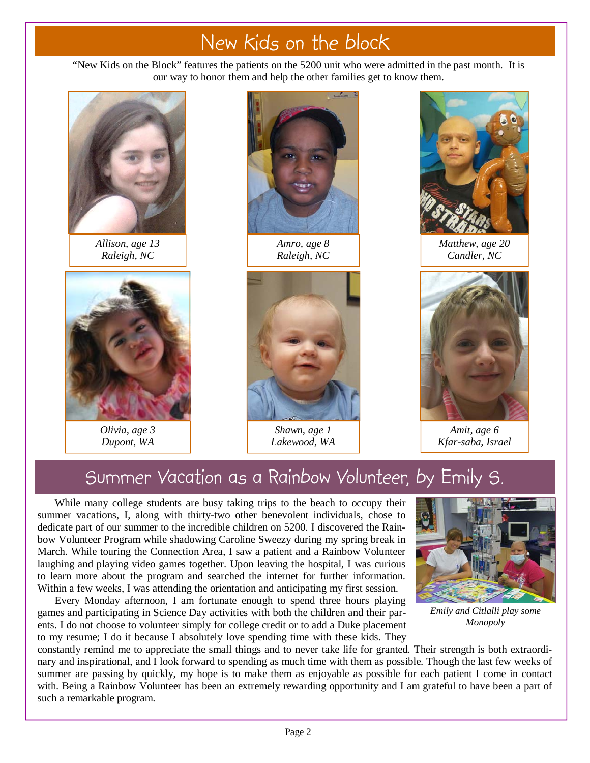# New kids on the block

"New Kids on the Block" features the patients on the 5200 unit who were admitted in the past month. It is our way to honor them and help the other families get to know them.

*Allison, age 13*
*Raleigh, NC*

*Amro, age 8*
*Raleigh, NC*

*Matthew, age 20*
*Candler, NC*

*Olivia, age 3*
*Dupont, WA*

*Shawn, age 1*
*Lakewood, WA*

*Amit, age 6*
*Kfar-saba, Israel*

# Summer Vacation as a Rainbow Volunteer, by Emily S.

While many college students are busy taking trips to the beach to occupy their summer vacations, I, along with thirty-two other benevolent individuals, chose to dedicate part of our summer to the incredible children on 5200. I discovered the Rainbow Volunteer Program while shadowing Caroline Sweezy during my spring break in March. While touring the Connection Area, I saw a patient and a Rainbow Volunteer laughing and playing video games together. Upon leaving the hospital, I was curious to learn more about the program and searched the internet for further information. Within a few weeks, I was attending the orientation and anticipating my first session.

Every Monday afternoon, I am fortunate enough to spend three hours playing games and participating in Science Day activities with both the children and their parents. I do not choose to volunteer simply for college credit or to add a Duke placement to my resume; I do it because I absolutely love spending time with these kids. They constantly remind me to appreciate the small things and to never take life for granted. Their strength is both extraordinary and inspirational, and I look forward to spending as much time with them as possible. Though the last few weeks of summer are passing by quickly, my hope is to make them as enjoyable as possible for each patient I come in contact with. Being a Rainbow Volunteer has been an extremely rewarding opportunity and I am grateful to have been a part of such a remarkable program.

*Emily and Citlalli play some Monopoly*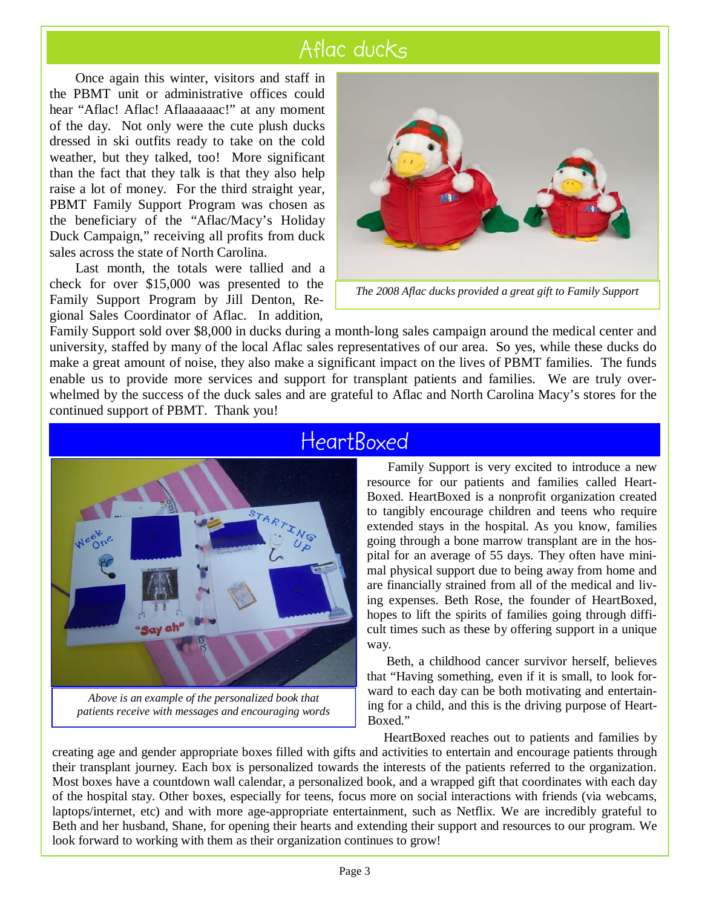## Aflac ducks

Once again this winter, visitors and staff in the PBMT unit or administrative offices could hear "Aflac! Aflac! Aflaaaaaac!" at any moment of the day. Not only were the cute plush ducks dressed in ski outfits ready to take on the cold weather, but they talked, too! More significant than the fact that they talk is that they also help raise a lot of money. For the third straight year, PBMT Family Support Program was chosen as the beneficiary of the "Aflac/Macy's Holiday Duck Campaign," receiving all profits from duck sales across the state of North Carolina.

Last month, the totals were tallied and a check for over $15,000 was presented to the Family Support Program by Jill Denton, Regional Sales Coordinator of Aflac. In addition, Family Support sold over $8,000 in ducks during a month-long sales campaign around the medical center and university, staffed by many of the local Aflac sales representatives of our area. So yes, while these ducks do make a great amount of noise, they also make a significant impact on the lives of PBMT families. The funds enable us to provide more services and support for transplant patients and families. We are truly overwhelmed by the success of the duck sales and are grateful to Aflac and North Carolina Macy's stores for the continued support of PBMT. Thank you!

*The 2008 Aflac ducks provided a great gift to Family Support*

## HeartBoxed

Family Support is very excited to introduce a new resource for our patients and families called HeartBoxed. HeartBoxed is a nonprofit organization created to tangibly encourage children and teens who require extended stays in the hospital. As you know, families going through a bone marrow transplant are in the hospital for an average of 55 days. They often have minimal physical support due to being away from home and are financially strained from all of the medical and living expenses. Beth Rose, the founder of HeartBoxed, hopes to lift the spirits of families going through difficult times such as these by offering support in a unique way.

Beth, a childhood cancer survivor herself, believes that "Having something, even if it is small, to look forward to each day can be both motivating and entertaining for a child, and this is the driving purpose of HeartBoxed."

HeartBoxed reaches out to patients and families by creating age and gender appropriate boxes filled with gifts and activities to entertain and encourage patients through their transplant journey. Each box is personalized towards the interests of the patients referred to the organization. Most boxes have a countdown wall calendar, a personalized book, and a wrapped gift that coordinates with each day of the hospital stay. Other boxes, especially for teens, focus more on social interactions with friends (via webcams, laptops/internet, etc) and with more age-appropriate entertainment, such as Netflix. We are incredibly grateful to Beth and her husband, Shane, for opening their hearts and extending their support and resources to our program. We look forward to working with them as their organization continues to grow!

*Above is an example of the personalized book that patients receive with messages and encouraging words*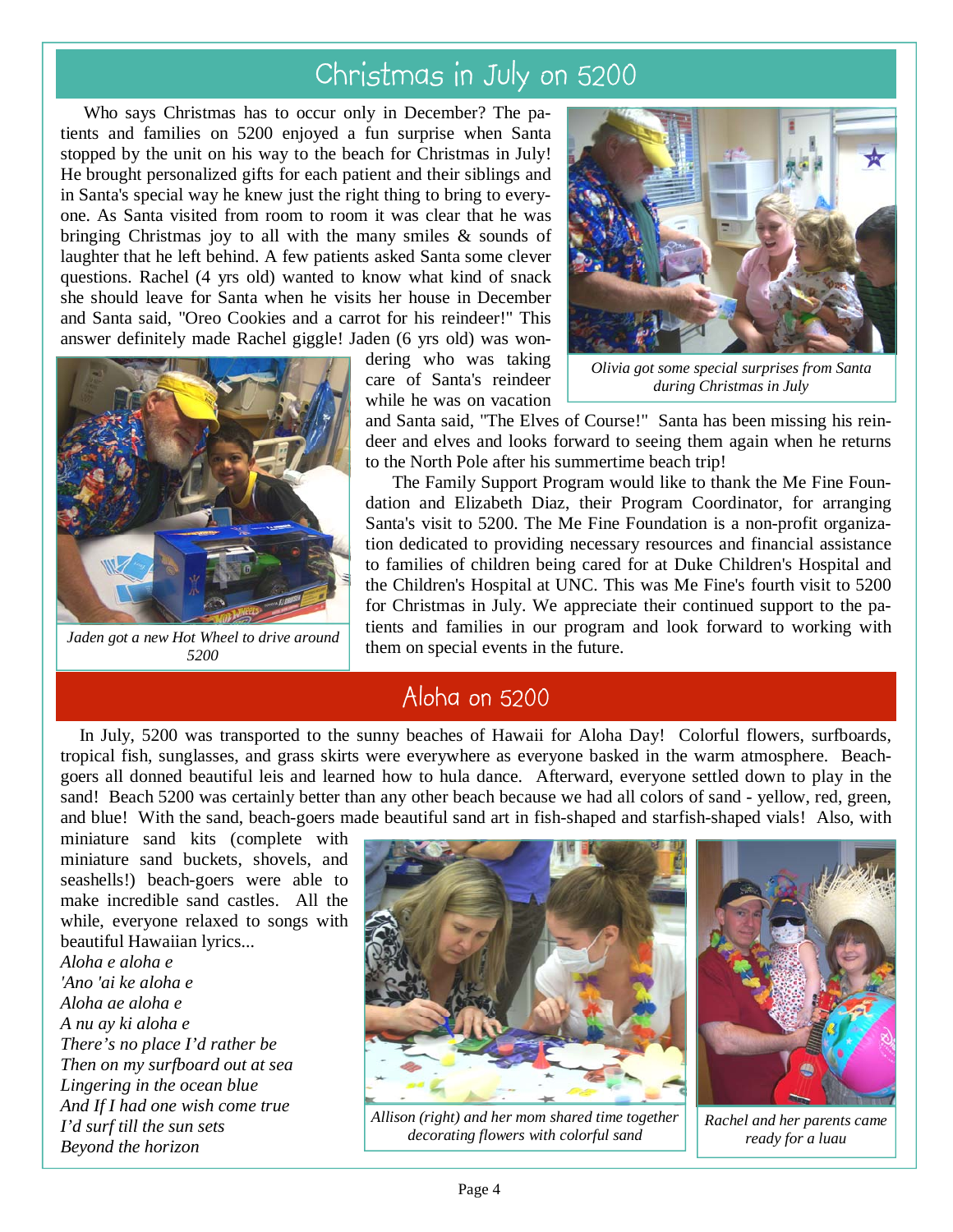## Christmas in July on 5200

Who says Christmas has to occur only in December? The patients and families on 5200 enjoyed a fun surprise when Santa stopped by the unit on his way to the beach for Christmas in July! He brought personalized gifts for each patient and their siblings and in Santa's special way he knew just the right thing to bring to everyone. As Santa visited from room to room it was clear that he was bringing Christmas joy to all with the many smiles & sounds of laughter that he left behind. A few patients asked Santa some clever questions. Rachel (4 yrs old) wanted to know what kind of snack she should leave for Santa when he visits her house in December and Santa said, "Oreo Cookies and a carrot for his reindeer!" This answer definitely made Rachel giggle! Jaden (6 yrs old) was wondering who was taking care of Santa's reindeer while he was on vacation and Santa said, "The Elves of Course!" Santa has been missing his reindeer and elves and looks forward to seeing them again when he returns to the North Pole after his summertime beach trip!

*Olivia got some special surprises from Santa during Christmas in July*

*Jaden got a new Hot Wheel to drive around 5200*

The Family Support Program would like to thank the Me Fine Foundation and Elizabeth Diaz, their Program Coordinator, for arranging Santa's visit to 5200. The Me Fine Foundation is a non-profit organization dedicated to providing necessary resources and financial assistance to families of children being cared for at Duke Children's Hospital and the Children's Hospital at UNC. This was Me Fine's fourth visit to 5200 for Christmas in July. We appreciate their continued support to the patients and families in our program and look forward to working with them on special events in the future.

## Aloha on 5200

In July, 5200 was transported to the sunny beaches of Hawaii for Aloha Day! Colorful flowers, surfboards, tropical fish, sunglasses, and grass skirts were everywhere as everyone basked in the warm atmosphere. Beach-goers all donned beautiful leis and learned how to hula dance. Afterward, everyone settled down to play in the sand! Beach 5200 was certainly better than any other beach because we had all colors of sand - yellow, red, green, and blue! With the sand, beach-goers made beautiful sand art in fish-shaped and starfish-shaped vials! Also, with miniature sand kits (complete with miniature sand buckets, shovels, and seashells!) beach-goers were able to make incredible sand castles. All the while, everyone relaxed to songs with beautiful Hawaiian lyrics...

*Aloha e aloha e*
*'Ano 'ai ke aloha e*
*Aloha ae aloha e*
*A nu ay ki aloha e*
*There's no place I'd rather be*
*Then on my surfboard out at sea*
*Lingering in the ocean blue*
*And If I had one wish come true*
*I'd surf till the sun sets*
*Beyond the horizon*

*Allison (right) and her mom shared time together decorating flowers with colorful sand*

*Rachel and her parents came ready for a luau*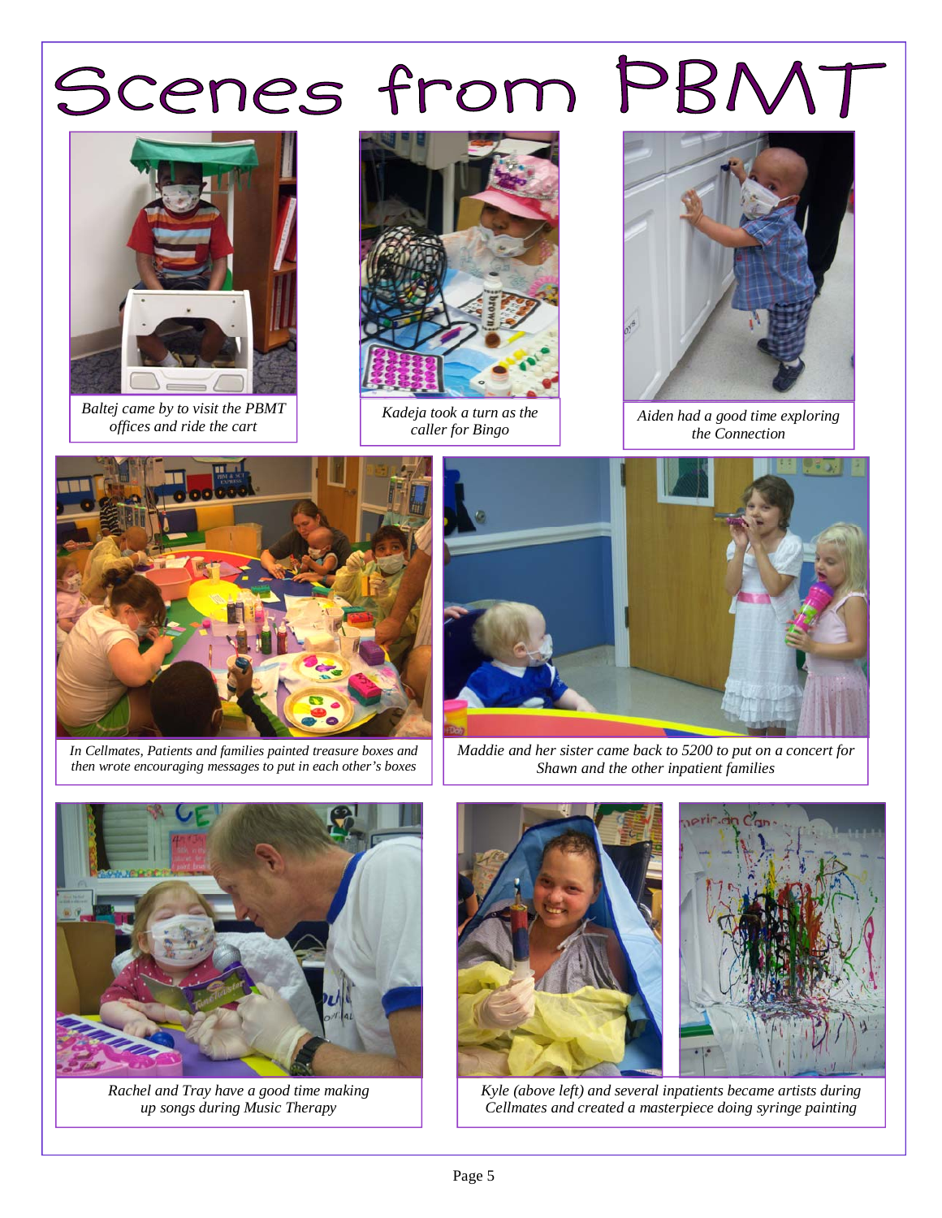# Scenes from PBMT

*Baltej came by to visit the PBMT offices and ride the cart*

*Kadeja took a turn as the caller for Bingo*

*Aiden had a good time exploring the Connection*

*In Cellmates, Patients and families painted treasure boxes and then wrote encouraging messages to put in each other's boxes*

*Maddie and her sister came back to 5200 to put on a concert for Shawn and the other inpatient families*

*Rachel and Tray have a good time making up songs during Music Therapy*

*Kyle (above left) and several inpatients became artists during Cellmates and created a masterpiece doing syringe painting*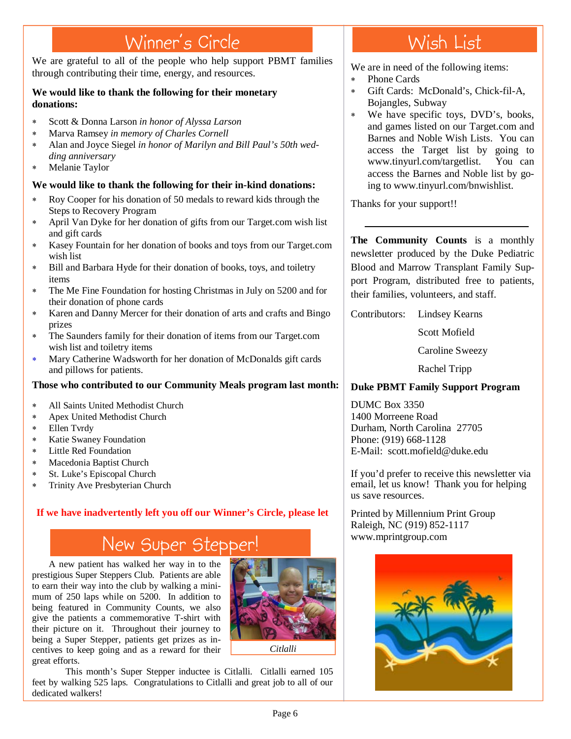## Winner's Circle

We are grateful to all of the people who help support PBMT families through contributing their time, energy, and resources.

**We would like to thank the following for their monetary donations:**

- Scott & Donna Larson *in honor of Alyssa Larson*
- Marva Ramsey *in memory of Charles Cornell*
- Alan and Joyce Siegel *in honor of Marilyn and Bill Paul's 50th wedding anniversary*
- Melanie Taylor

**We would like to thank the following for their in-kind donations:**

- Roy Cooper for his donation of 50 medals to reward kids through the Steps to Recovery Program
- April Van Dyke for her donation of gifts from our Target.com wish list and gift cards
- Kasey Fountain for her donation of books and toys from our Target.com wish list
- Bill and Barbara Hyde for their donation of books, toys, and toiletry items
- The Me Fine Foundation for hosting Christmas in July on 5200 and for their donation of phone cards
- Karen and Danny Mercer for their donation of arts and crafts and Bingo prizes
- The Saunders family for their donation of items from our Target.com wish list and toiletry items
- Mary Catherine Wadsworth for her donation of McDonalds gift cards and pillows for patients.

**Those who contributed to our Community Meals program last month:**

- All Saints United Methodist Church
- Apex United Methodist Church
- Ellen Tvrdy
- Katie Swaney Foundation
- Little Red Foundation
- Macedonia Baptist Church
- St. Luke's Episcopal Church
- Trinity Ave Presbyterian Church

**If we have inadvertently left you off our Winner's Circle, please let**

## New Super Stepper!

A new patient has walked her way in to the prestigious Super Steppers Club. Patients are able to earn their way into the club by walking a minimum of 250 laps while on 5200. In addition to being featured in Community Counts, we also give the patients a commemorative T-shirt with their picture on it. Throughout their journey to being a Super Stepper, patients get prizes as incentives to keep going and as a reward for their great efforts.

*Citlalli*

This month's Super Stepper inductee is Citlalli. Citlalli earned 105 feet by walking 525 laps. Congratulations to Citlalli and great job to all of our dedicated walkers!

## Wish List

We are in need of the following items:

- Phone Cards
- Gift Cards: McDonald's, Chick-fil-A, Bojangles, Subway
- We have specific toys, DVD's, books, and games listed on our Target.com and Barnes and Noble Wish Lists. You can access the Target list by going to www.tinyurl.com/targetlist. You can access the Barnes and Noble list by going to www.tinyurl.com/bnwishlist.

Thanks for your support!!

---

**The Community Counts** is a monthly newsletter produced by the Duke Pediatric Blood and Marrow Transplant Family Support Program, distributed free to patients, their families, volunteers, and staff.

Contributors: Lindsey Kearns
Scott Mofield
Caroline Sweezy
Rachel Tripp

**Duke PBMT Family Support Program**

DUMC Box 3350
1400 Morreene Road
Durham, North Carolina 27705
Phone: (919) 668-1128
E-Mail: scott.mofield@duke.edu

If you'd prefer to receive this newsletter via email, let us know! Thank you for helping us save resources.

Printed by Millennium Print Group
Raleigh, NC (919) 852-1117
www.mprintgroup.com